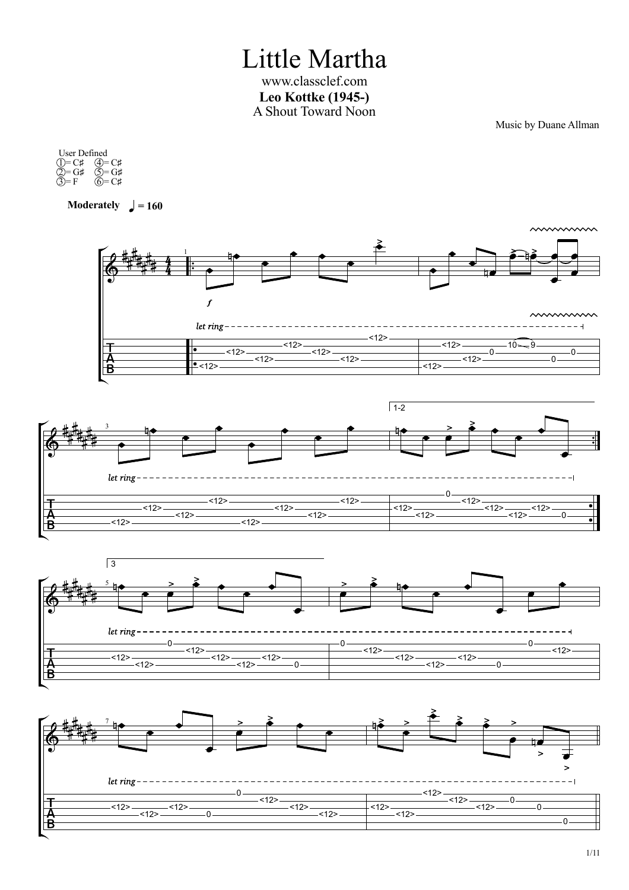# Little Martha

www.classclef.com

**Leo Kottke (1945-)**

A Shout Toward Noon

Music by Duane Allman

User Defined
①= C♯ ④= C♯
②= G♯ ⑤= G♯
③= F ⑥= C♯

**Moderately** ♩ = 160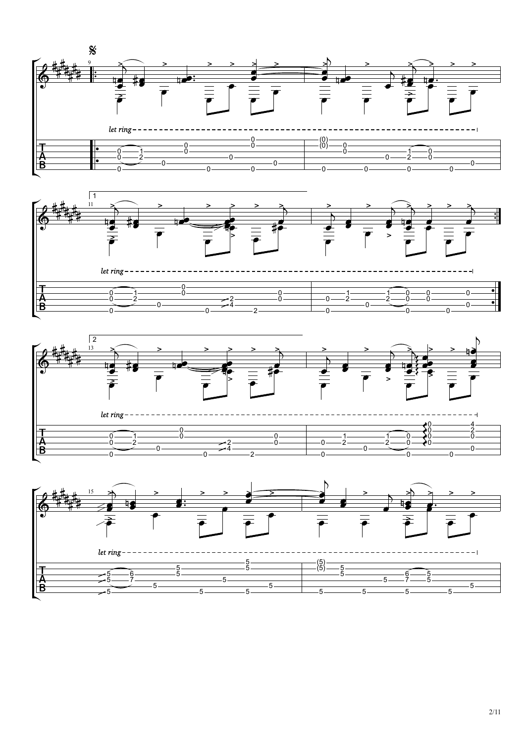*let ring*

1

*let ring*

2

*let ring*

*let ring*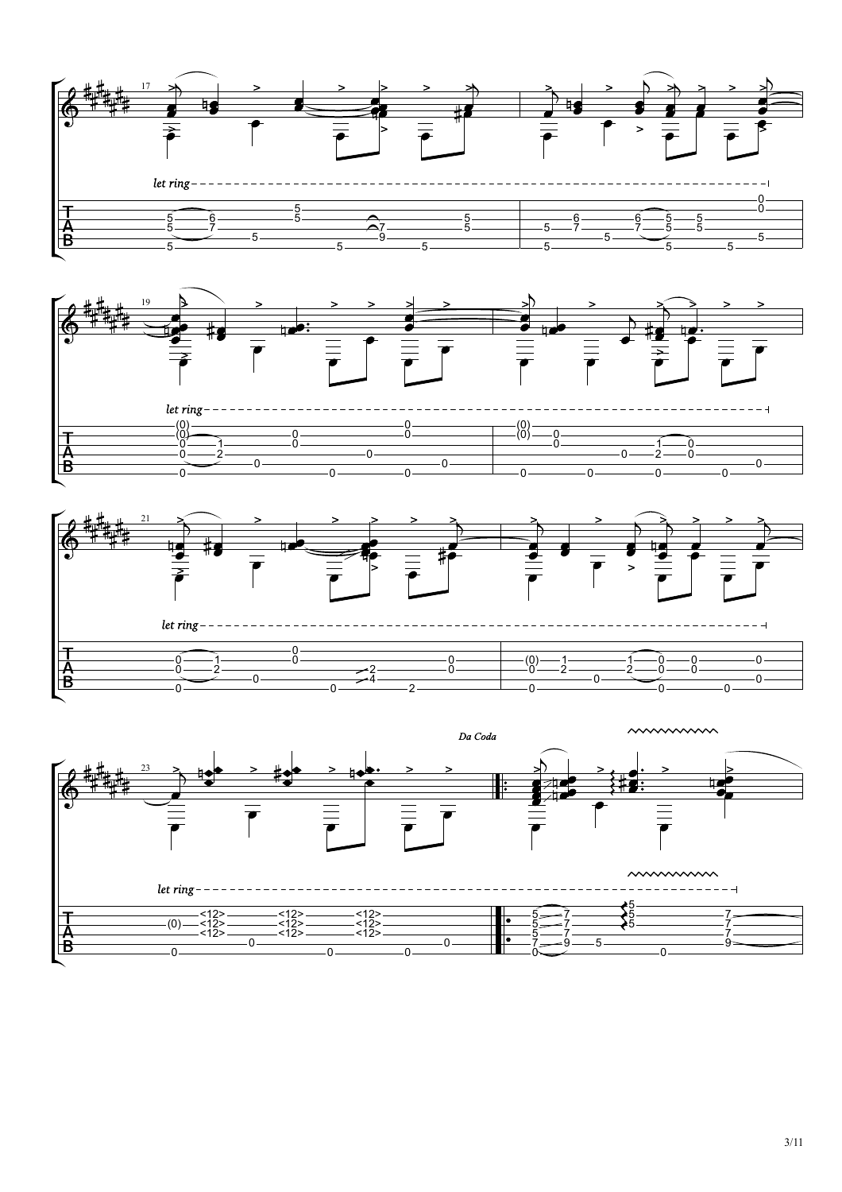let ring

let ring

let ring

*Da Coda*

let ring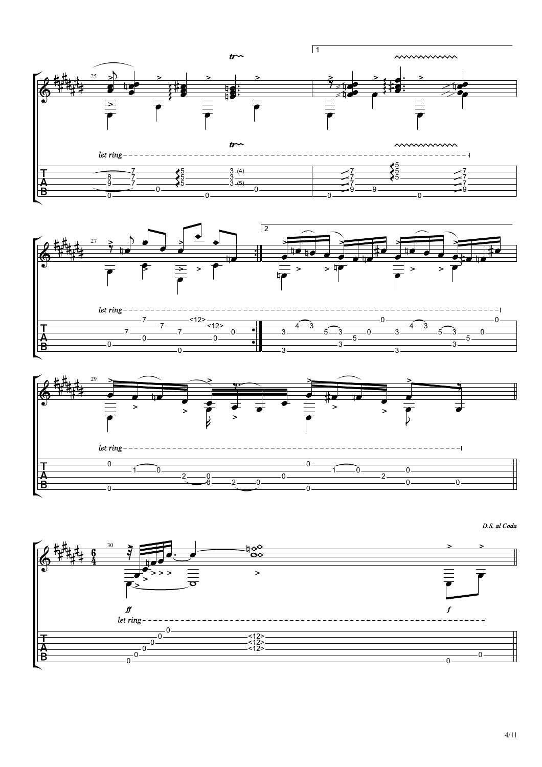*D.S. al Coda*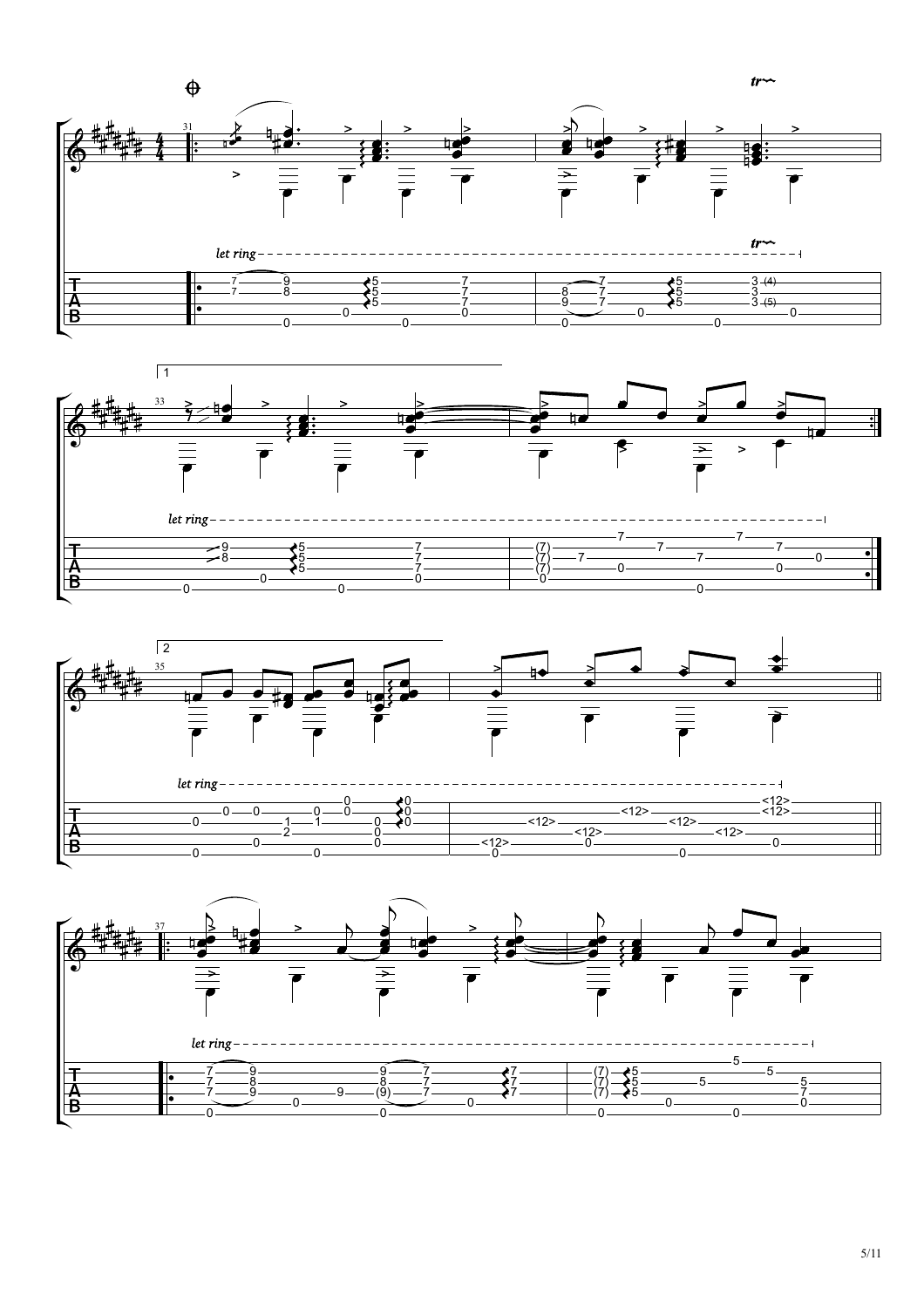let ring

tr

1

let ring

2

let ring

let ring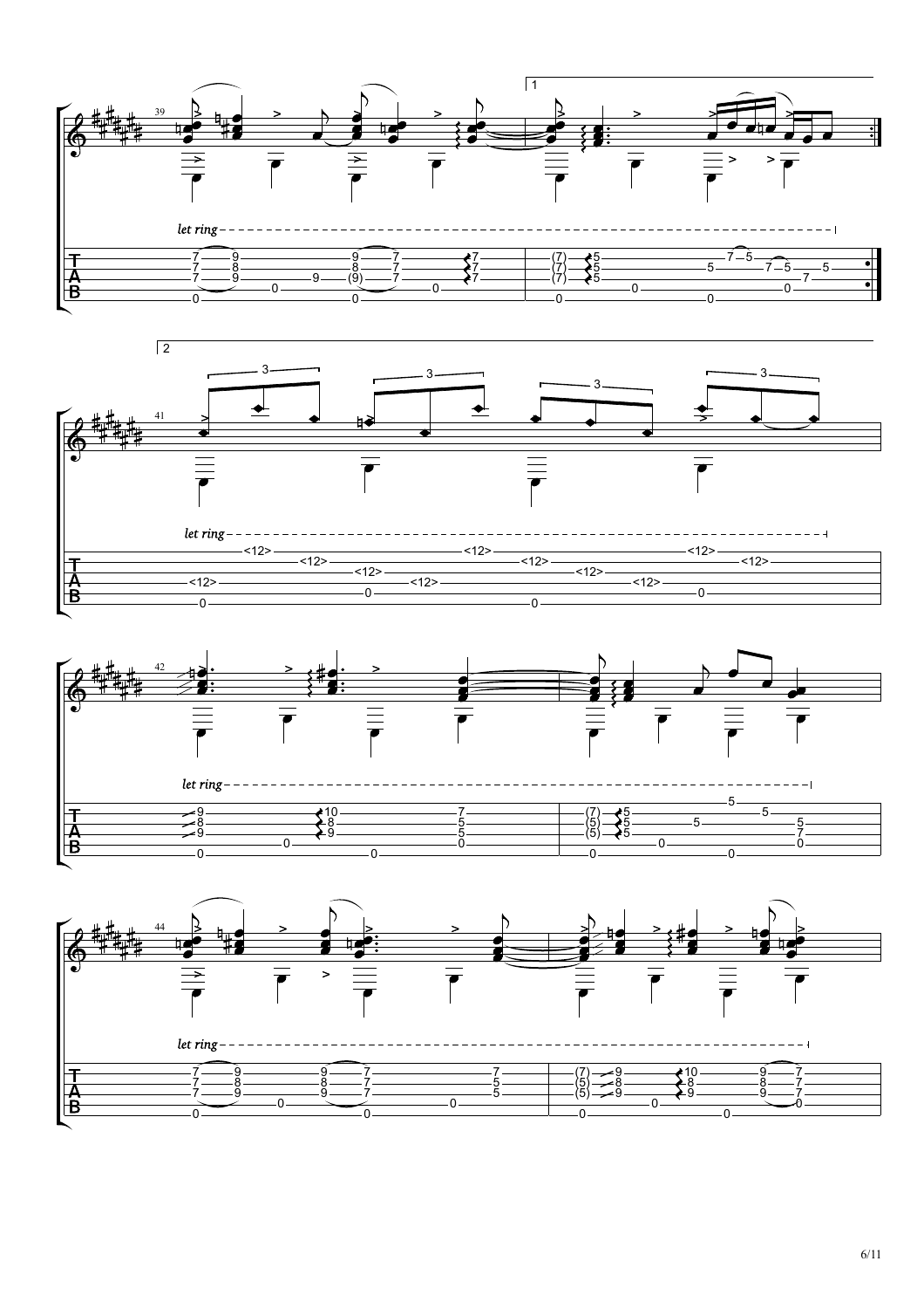1

*let ring*

2

*let ring*

*let ring*

*let ring*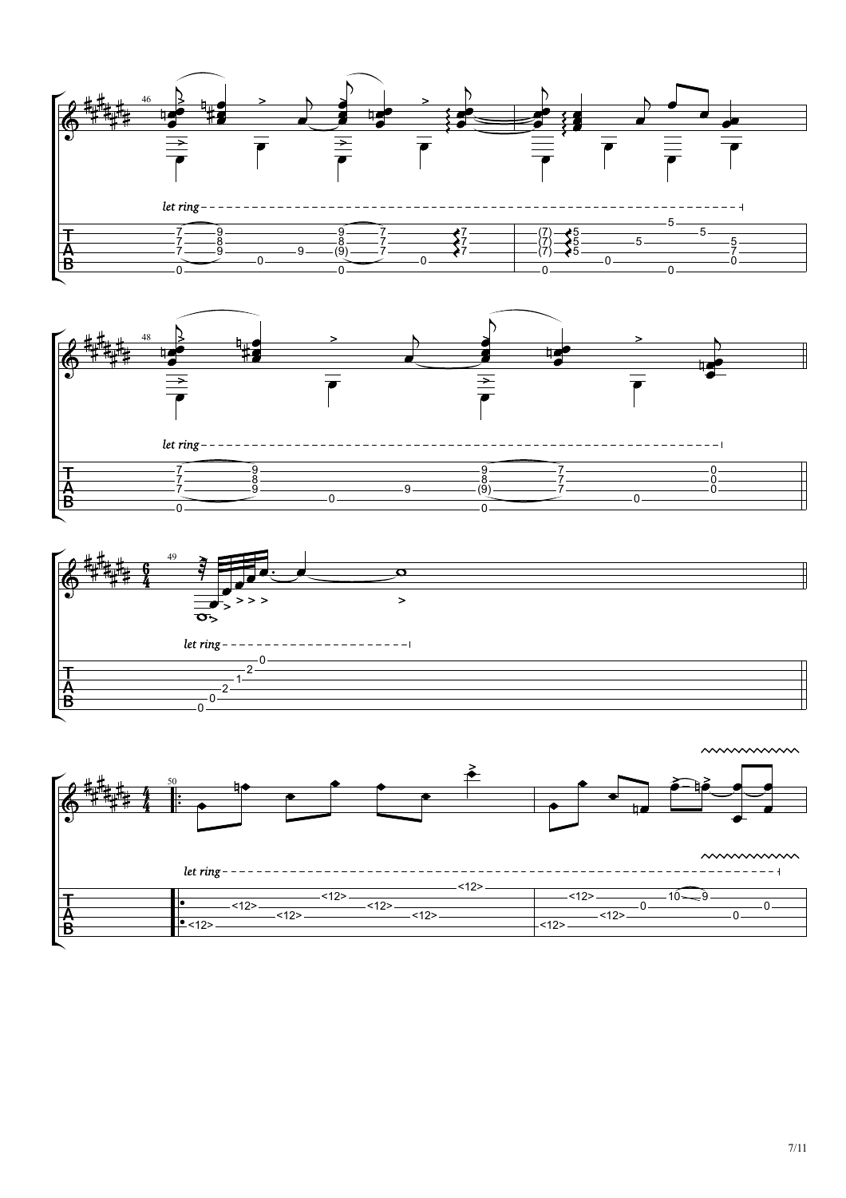46

*let ring*

48

*let ring*

49

*let ring*

50

*let ring*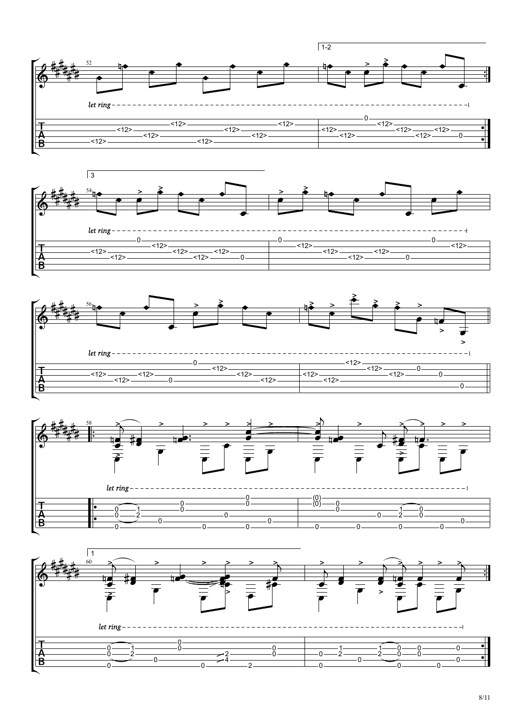1-2

let ring

3

let ring

let ring

let ring

1

let ring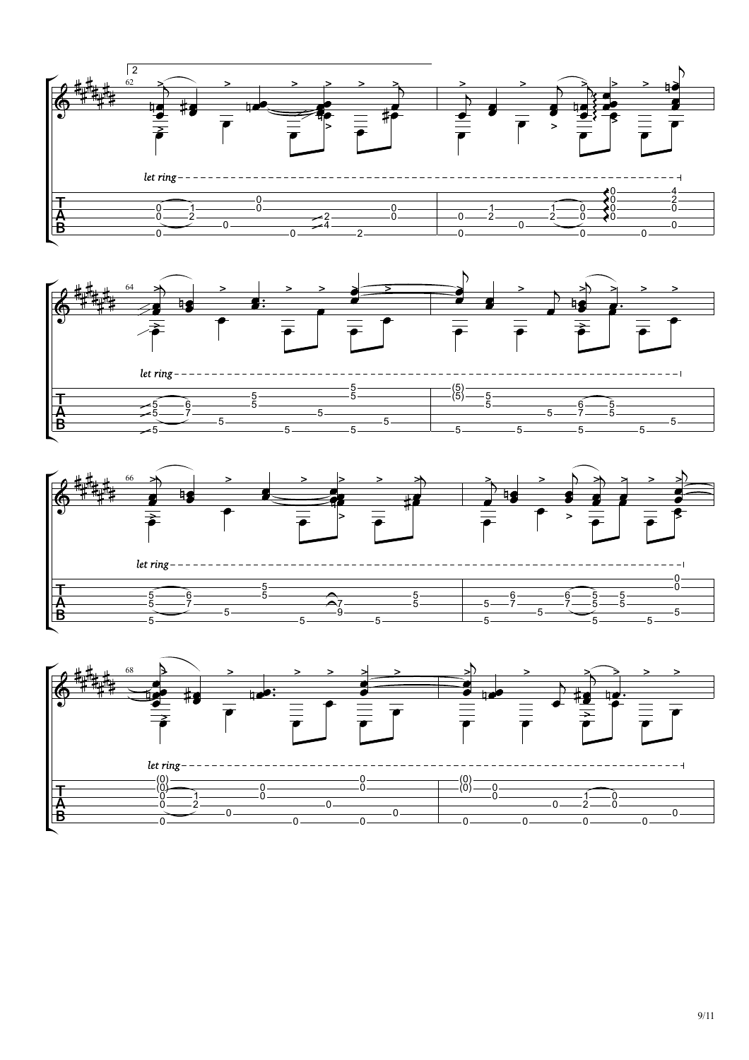let ring

let ring

let ring

let ring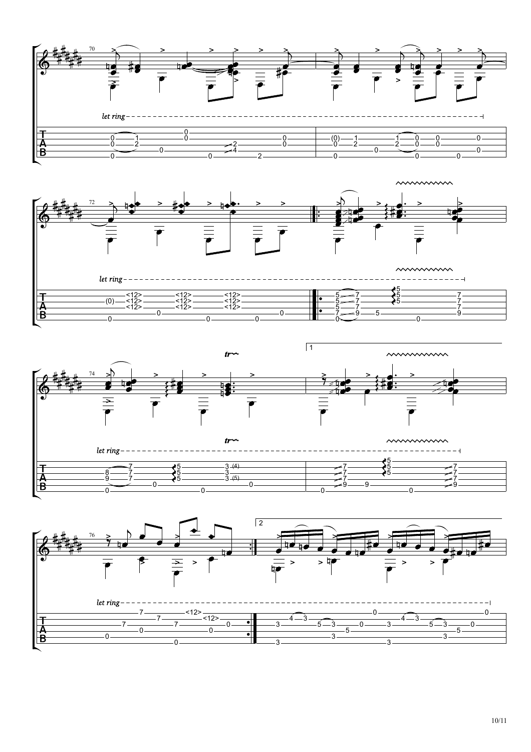70

*let ring*

72

*let ring*

74

*tr*

1

*let ring*

76

2

*let ring*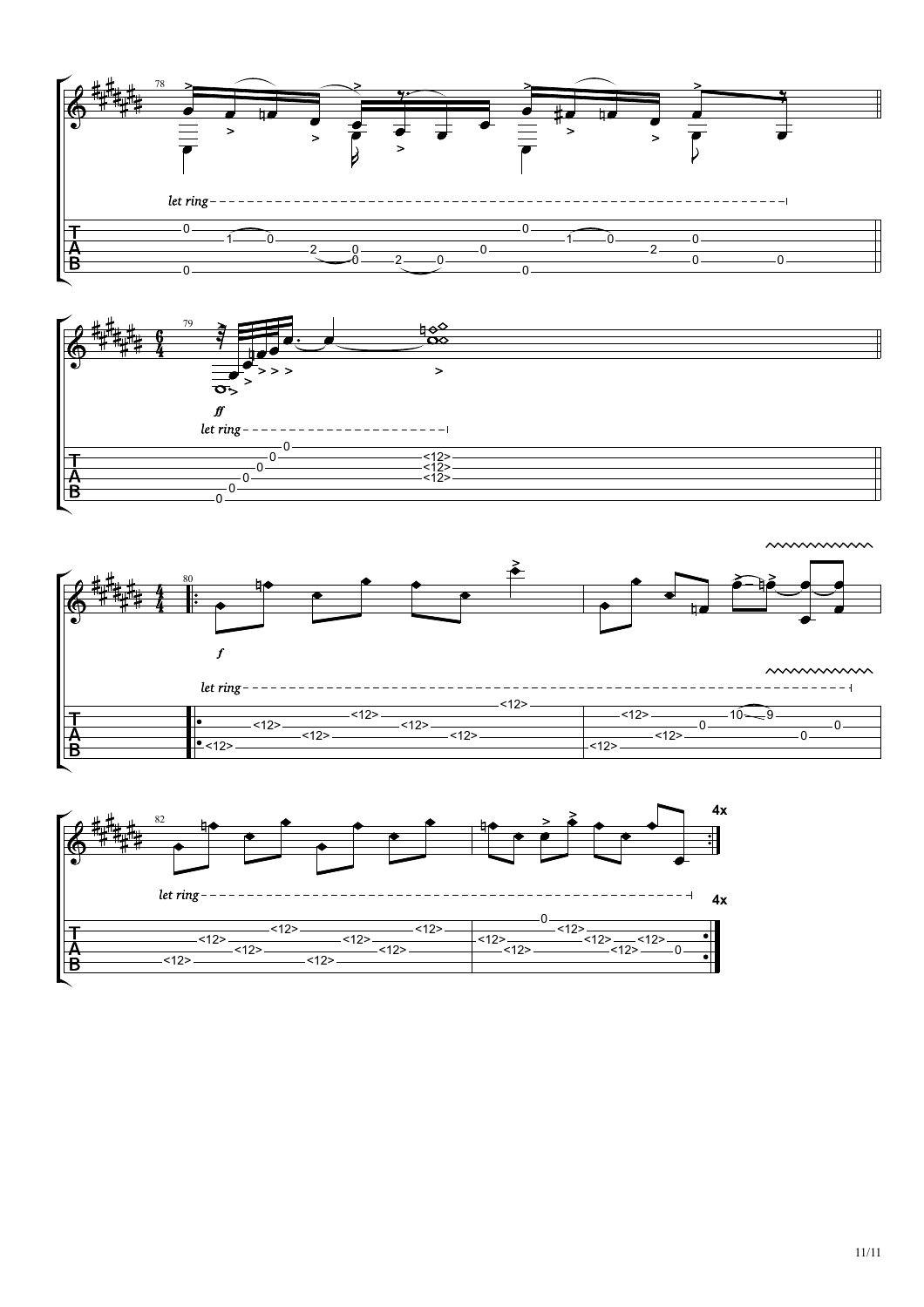78

let ring

79

ff

let ring

80

f

let ring

82

let ring

4x

4x